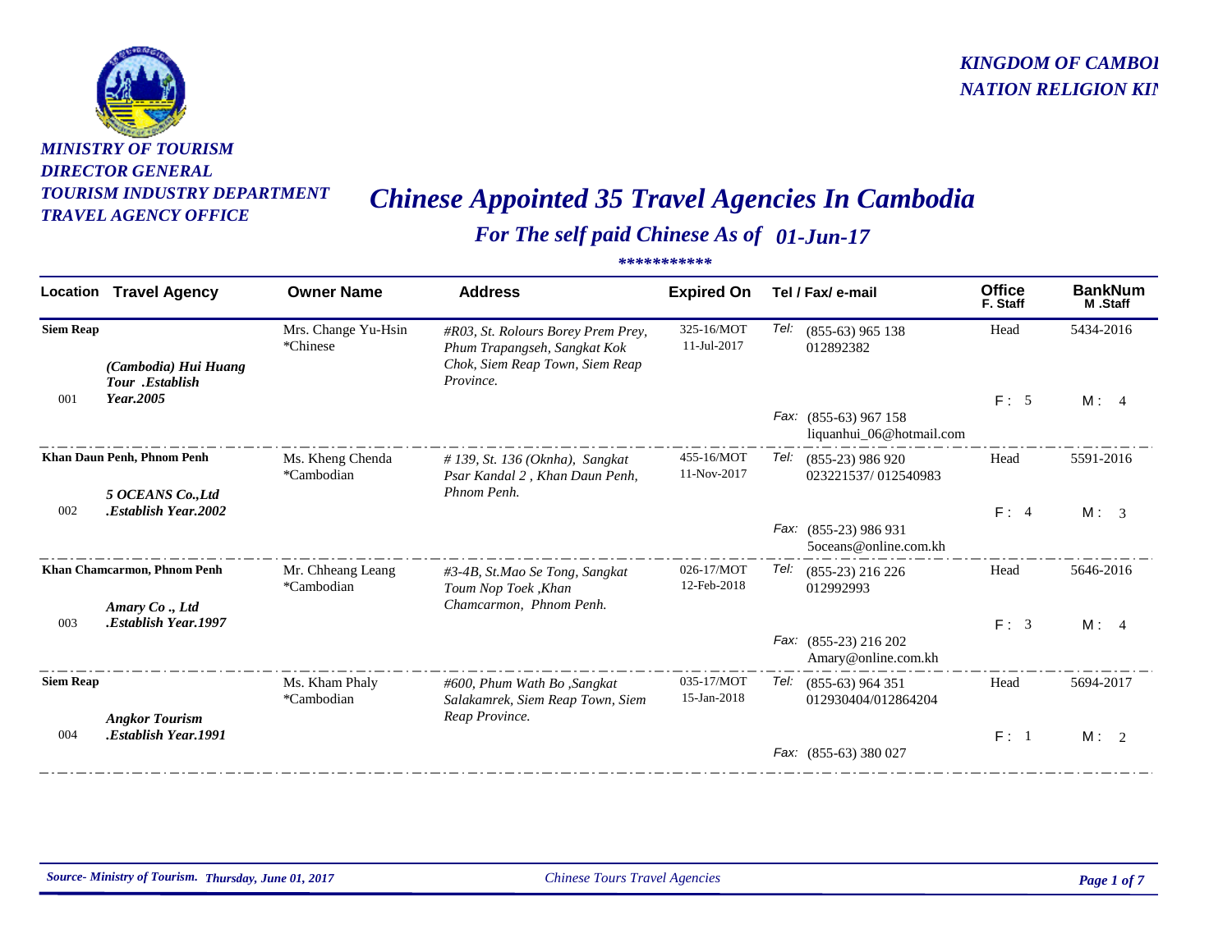**MINISTRY OF TOURISM**
**DIRECTOR GENERAL**
**TOURISM INDUSTRY DEPARTMENT**
**TRAVEL AGENCY OFFICE**

**KINGDOM OF CAMBOI**
**NATION RELIGION KI**

# Chinese Appointed 35 Travel Agencies In Cambodia

## For The self paid Chinese As of 01-Jun-17

\*\*\*\*\*\*\*\*\*\*\*

| Location | Travel Agency | Owner Name | Address | Expired On | Tel / Fax/ e-mail | Office F. Staff | BankNum M .Staff |
|---|---|---|---|---|---|---|---|
| **Siem Reap** 001 | *(Cambodia) Hui Huang Tour .Establish Year.2005* | Mrs. Change Yu-Hsin *Chinese | *#R03, St. Rolours Borey Prem Prey, Phum Trapangseh, Sangkat Kok Chok, Siem Reap Town, Siem Reap Province.* | 325-16/MOT 11-Jul-2017 | Tel: (855-63) 965 138 012892382 Fax: (855-63) 967 158 liquanhui_06@hotmail.com | Head F : 5 | 5434-2016 M : 4 |
| **Khan Daun Penh, Phnom Penh** 002 | *5 OCEANS Co.,Ltd .Establish Year.2002* | Ms. Kheng Chenda *Cambodian | *# 139, St. 136 (Oknha), Sangkat Psar Kandal 2 , Khan Daun Penh, Phnom Penh.* | 455-16/MOT 11-Nov-2017 | Tel: (855-23) 986 920 023221537/ 012540983 Fax: (855-23) 986 931 5oceans@online.com.kh | Head F : 4 | 5591-2016 M : 3 |
| **Khan Chamcarmon, Phnom Penh** 003 | *Amary Co ., Ltd .Establish Year.1997* | Mr. Chheang Leang *Cambodian | *#3-4B, St.Mao Se Tong, Sangkat Toum Nop Toek ,Khan Chamcarmon, Phnom Penh.* | 026-17/MOT 12-Feb-2018 | Tel: (855-23) 216 226 012992993 Fax: (855-23) 216 202 Amary@online.com.kh | Head F : 3 | 5646-2016 M : 4 |
| **Siem Reap** 004 | *Angkor Tourism .Establish Year.1991* | Ms. Kham Phaly *Cambodian | *#600, Phum Wath Bo ,Sangkat Salakamrek, Siem Reap Town, Siem Reap Province.* | 035-17/MOT 15-Jan-2018 | Tel: (855-63) 964 351 012930404/012864204 Fax: (855-63) 380 027 | Head F : 1 | 5694-2017 M : 2 |

*Source- Ministry of Tourism. Thursday, June 01, 2017* — *Chinese Tours Travel Agencies*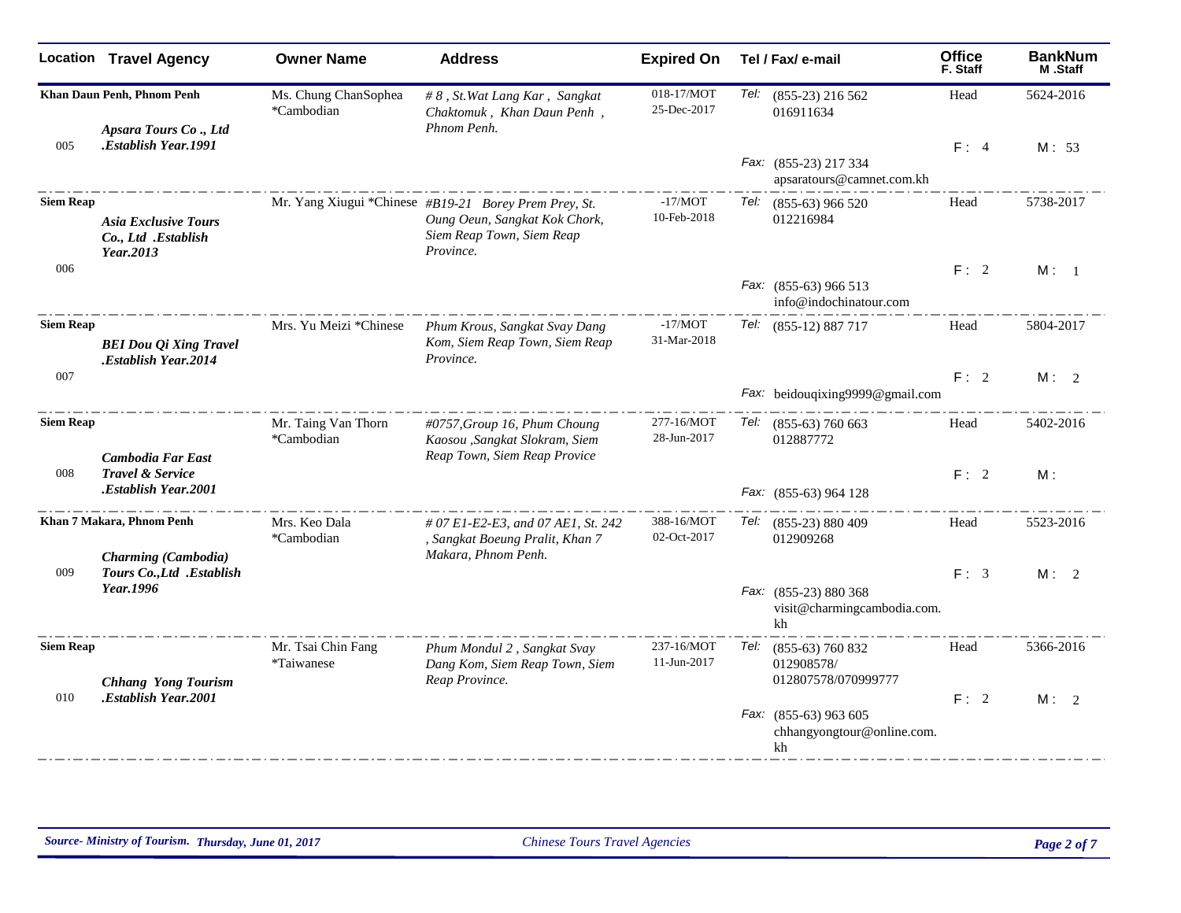| Location | Travel Agency | Owner Name | Address | Expired On | Tel / Fax/ e-mail | Office F. Staff | BankNum M .Staff |
|---|---|---|---|---|---|---|---|
| Khan Daun Penh, Phnom Penh 005 | ***Apsara Tours Co ., Ltd .Establish Year.1991*** | Ms. Chung ChanSophea *Cambodian | *# 8 , St.Wat Lang Kar , Sangkat Chaktomuk , Khan Daun Penh , Phnom Penh.* | 018-17/MOT 25-Dec-2017 | *Tel:* (855-23) 216 562 016911634 *Fax:* (855-23) 217 334 apsaratours@camnet.com.kh | Head F : 4 | 5624-2016 M : 53 |
| Siem Reap 006 | ***Asia Exclusive Tours Co., Ltd .Establish Year.2013*** | Mr. Yang Xiugui *Chinese | *#B19-21 Borey Prem Prey, St. Oung Oeun, Sangkat Kok Chork, Siem Reap Town, Siem Reap Province.* | -17/MOT 10-Feb-2018 | *Tel:* (855-63) 966 520 012216984 *Fax:* (855-63) 966 513 info@indochinatour.com | Head F : 2 | 5738-2017 M : 1 |
| Siem Reap 007 | ***BEI Dou Qi Xing Travel .Establish Year.2014*** | Mrs. Yu Meizi *Chinese | *Phum Krous, Sangkat Svay Dang Kom, Siem Reap Town, Siem Reap Province.* | -17/MOT 31-Mar-2018 | *Tel:* (855-12) 887 717 *Fax:* beidouqixing9999@gmail.com | Head F : 2 | 5804-2017 M : 2 |
| Siem Reap 008 | ***Cambodia Far East Travel & Service .Establish Year.2001*** | Mr. Taing Van Thorn *Cambodian | *#0757,Group 16, Phum Choung Kaosou ,Sangkat Slokram, Siem Reap Town, Siem Reap Provice* | 277-16/MOT 28-Jun-2017 | *Tel:* (855-63) 760 663 012887772 *Fax:* (855-63) 964 128 | Head F : 2 | 5402-2016 M : |
| Khan 7 Makara, Phnom Penh 009 | ***Charming (Cambodia) Tours Co.,Ltd .Establish Year.1996*** | Mrs. Keo Dala *Cambodian | *# 07 E1-E2-E3, and 07 AE1, St. 242 , Sangkat Boeung Pralit, Khan 7 Makara, Phnom Penh.* | 388-16/MOT 02-Oct-2017 | *Tel:* (855-23) 880 409 012909268 *Fax:* (855-23) 880 368 visit@charmingcambodia.com.kh | Head F : 3 | 5523-2016 M : 2 |
| Siem Reap 010 | ***Chhang Yong Tourism .Establish Year.2001*** | Mr. Tsai Chin Fang *Taiwanese | *Phum Mondul 2 , Sangkat Svay Dang Kom, Siem Reap Town, Siem Reap Province.* | 237-16/MOT 11-Jun-2017 | *Tel:* (855-63) 760 832 012908578/ 012807578/070999777 *Fax:* (855-63) 963 605 chhangyongtour@online.com.kh | Head F : 2 | 5366-2016 M : 2 |

*Source- Ministry of Tourism. Thursday, June 01, 2017* *Chinese Tours Travel Agencies*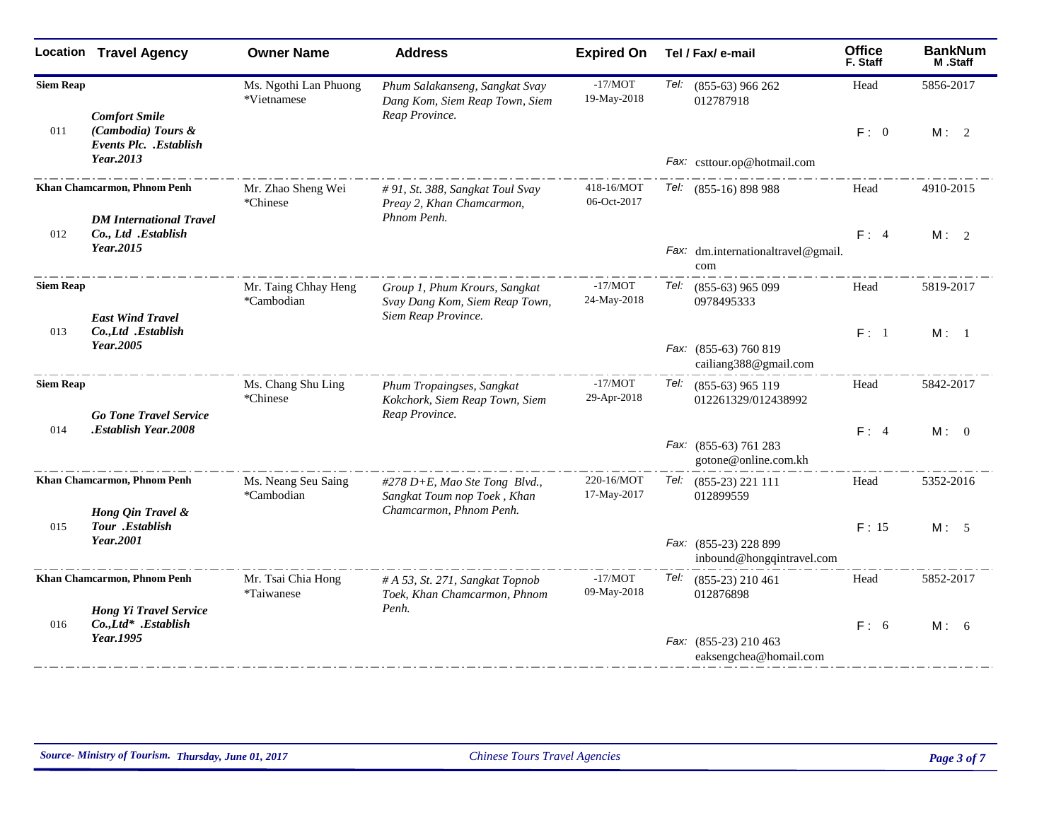| Location | Travel Agency | Owner Name | Address | Expired On | Tel / Fax/ e-mail | Office F. Staff | BankNum M .Staff |
|---|---|---|---|---|---|---|---|
| Siem Reap 011 | *Comfort Smile (Cambodia) Tours & Events Plc. .Establish Year.2013* | Ms. Ngothi Lan Phuong *Vietnamese | *Phum Salakanseng, Sangkat Svay Dang Kom, Siem Reap Town, Siem Reap Province.* | -17/MOT 19-May-2018 | Tel: (855-63) 966 262 012787918 Fax: csttour.op@hotmail.com | Head F : 0 | 5856-2017 M : 2 |
| Khan Chamcarmon, Phnom Penh 012 | *DM International Travel Co., Ltd .Establish Year.2015* | Mr. Zhao Sheng Wei *Chinese | *# 91, St. 388, Sangkat Toul Svay Preay 2, Khan Chamcarmon, Phnom Penh.* | 418-16/MOT 06-Oct-2017 | Tel: (855-16) 898 988 Fax: dm.internationaltravel@gmail.com | Head F : 4 | 4910-2015 M : 2 |
| Siem Reap 013 | *East Wind Travel Co.,Ltd .Establish Year.2005* | Mr. Taing Chhay Heng *Cambodian | *Group 1, Phum Krours, Sangkat Svay Dang Kom, Siem Reap Town, Siem Reap Province.* | -17/MOT 24-May-2018 | Tel: (855-63) 965 099 0978495333 Fax: (855-63) 760 819 cailiang388@gmail.com | Head F : 1 | 5819-2017 M : 1 |
| Siem Reap 014 | *Go Tone Travel Service .Establish Year.2008* | Ms. Chang Shu Ling *Chinese | *Phum Tropaingses, Sangkat Kokchork, Siem Reap Town, Siem Reap Province.* | -17/MOT 29-Apr-2018 | Tel: (855-63) 965 119 012261329/012438992 Fax: (855-63) 761 283 gotone@online.com.kh | Head F : 4 | 5842-2017 M : 0 |
| Khan Chamcarmon, Phnom Penh 015 | *Hong Qin Travel & Tour .Establish Year.2001* | Ms. Neang Seu Saing *Cambodian | *#278 D+E, Mao Ste Tong Blvd., Sangkat Toum nop Toek , Khan Chamcarmon, Phnom Penh.* | 220-16/MOT 17-May-2017 | Tel: (855-23) 221 111 012899559 Fax: (855-23) 228 899 inbound@hongqintravel.com | Head F : 15 | 5352-2016 M : 5 |
| Khan Chamcarmon, Phnom Penh 016 | *Hong Yi Travel Service Co.,Ltd* .Establish Year.1995* | Mr. Tsai Chia Hong *Taiwanese | *# A 53, St. 271, Sangkat Topnob Toek, Khan Chamcarmon, Phnom Penh.* | -17/MOT 09-May-2018 | Tel: (855-23) 210 461 012876898 Fax: (855-23) 210 463 eaksengchea@homail.com | Head F : 6 | 5852-2017 M : 6 |

*Source- Ministry of Tourism. Thursday, June 01, 2017* — *Chinese Tours Travel Agencies*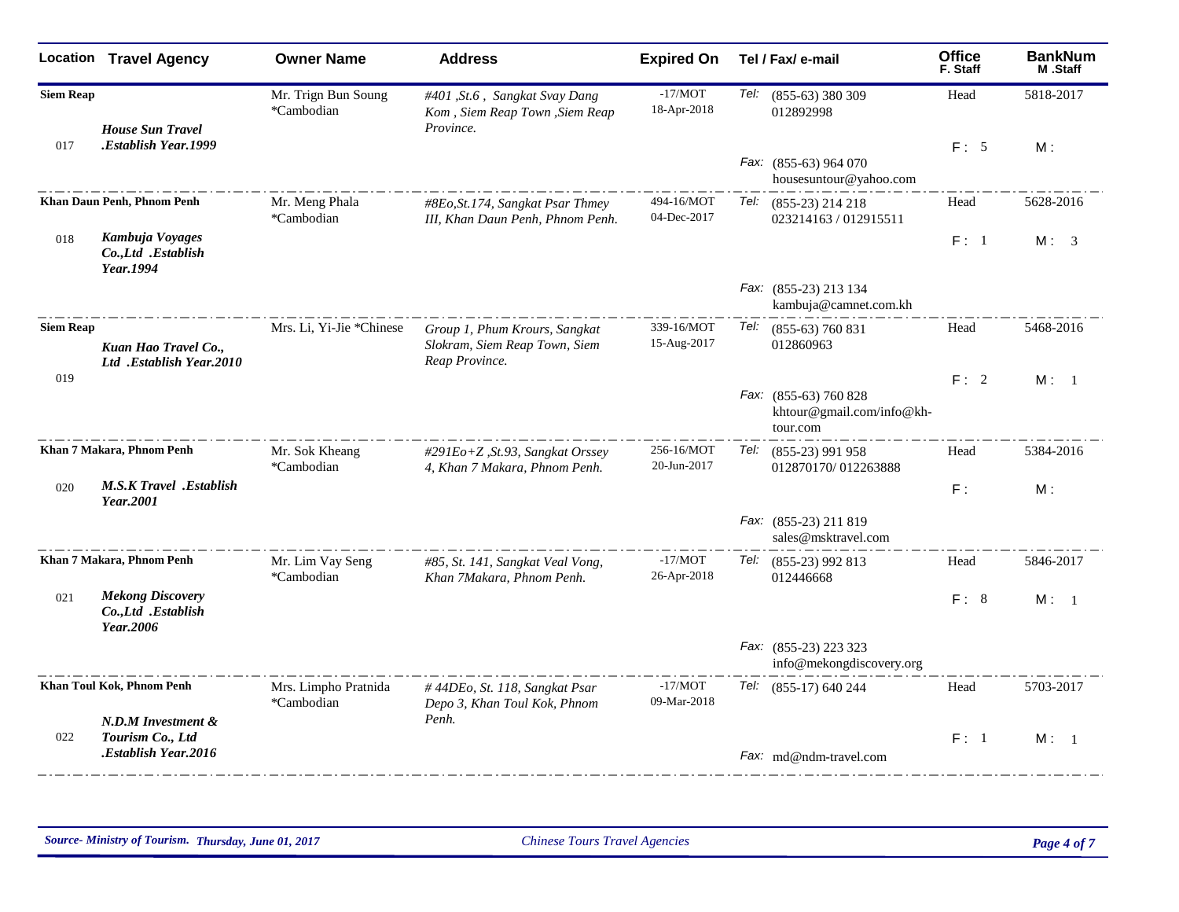| Location | Travel Agency | Owner Name | Address | Expired On | Tel / Fax/ e-mail | Office F. Staff | BankNum M .Staff |
|---|---|---|---|---|---|---|---|
| **Siem Reap** 017 | ***House Sun Travel .Establish Year.1999*** | Mr. Trign Bun Soung *Cambodian | *#401 ,St.6 , Sangkat Svay Dang Kom , Siem Reap Town ,Siem Reap Province.* | -17/MOT 18-Apr-2018 | *Tel:* (855-63) 380 309 012892998 *Fax:* (855-63) 964 070 housesuntour@yahoo.com | Head F : 5 | 5818-2017 M : |
| **Khan Daun Penh, Phnom Penh** 018 | ***Kambuja Voyages Co.,Ltd .Establish Year.1994*** | Mr. Meng Phala *Cambodian | *#8Eo,St.174, Sangkat Psar Thmey III, Khan Daun Penh, Phnom Penh.* | 494-16/MOT 04-Dec-2017 | *Tel:* (855-23) 214 218 023214163 / 012915511 *Fax:* (855-23) 213 134 kambuja@camnet.com.kh | Head F : 1 | 5628-2016 M : 3 |
| **Siem Reap** 019 | ***Kuan Hao Travel Co., Ltd .Establish Year.2010*** | Mrs. Li, Yi-Jie *Chinese | *Group 1, Phum Krours, Sangkat Slokram, Siem Reap Town, Siem Reap Province.* | 339-16/MOT 15-Aug-2017 | *Tel:* (855-63) 760 831 012860963 *Fax:* (855-63) 760 828 khtour@gmail.com/info@kh-tour.com | Head F : 2 | 5468-2016 M : 1 |
| **Khan 7 Makara, Phnom Penh** 020 | ***M.S.K Travel .Establish Year.2001*** | Mr. Sok Kheang *Cambodian | *#291Eo+Z ,St.93, Sangkat Orssey 4, Khan 7 Makara, Phnom Penh.* | 256-16/MOT 20-Jun-2017 | *Tel:* (855-23) 991 958 012870170/ 012263888 *Fax:* (855-23) 211 819 sales@msktravel.com | Head F : | 5384-2016 M : |
| **Khan 7 Makara, Phnom Penh** 021 | ***Mekong Discovery Co.,Ltd .Establish Year.2006*** | Mr. Lim Vay Seng *Cambodian | *#85, St. 141, Sangkat Veal Vong, Khan 7Makara, Phnom Penh.* | -17/MOT 26-Apr-2018 | *Tel:* (855-23) 992 813 012446668 *Fax:* (855-23) 223 323 info@mekongdiscovery.org | Head F : 8 | 5846-2017 M : 1 |
| **Khan Toul Kok, Phnom Penh** 022 | ***N.D.M Investment & Tourism Co., Ltd .Establish Year.2016*** | Mrs. Limpho Pratnida *Cambodian | *# 44DEo, St. 118, Sangkat Psar Depo 3, Khan Toul Kok, Phnom Penh.* | -17/MOT 09-Mar-2018 | *Tel:* (855-17) 640 244 *Fax:* md@ndm-travel.com | Head F : 1 | 5703-2017 M : 1 |

*Source- Ministry of Tourism.* ***Thursday, June 01, 2017*** *Chinese Tours Travel Agencies*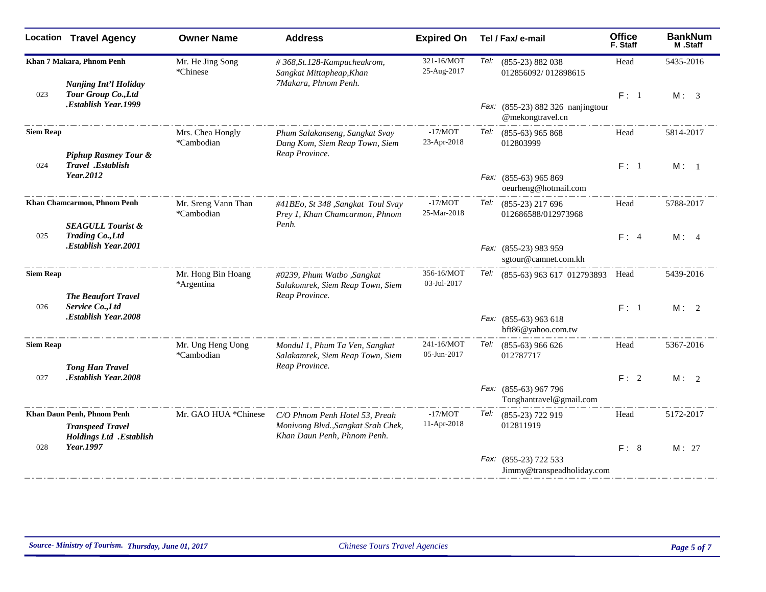| Location | Travel Agency | Owner Name | Address | Expired On | Tel / Fax/ e-mail | Office F. Staff | BankNum M .Staff |
|---|---|---|---|---|---|---|---|
| Khan 7 Makara, Phnom Penh 023 | *Nanjing Int'l Holiday Tour Group Co.,Ltd .Establish Year.1999* | Mr. He Jing Song *Chinese | *# 368,St.128-Kampucheakrom, Sangkat Mittapheap,Khan 7Makara, Phnom Penh.* | 321-16/MOT 25-Aug-2017 | Tel: (855-23) 882 038 012856092/ 012898615 Fax: (855-23) 882 326 nanjingtour @mekongtravel.cn | Head F : 1 | 5435-2016 M : 3 |
| Siem Reap 024 | *Piphup Rasmey Tour & Travel .Establish Year.2012* | Mrs. Chea Hongly *Cambodian | *Phum Salakanseng, Sangkat Svay Dang Kom, Siem Reap Town, Siem Reap Province.* | -17/MOT 23-Apr-2018 | Tel: (855-63) 965 868 012803999 Fax: (855-63) 965 869 oeurheng@hotmail.com | Head F : 1 | 5814-2017 M : 1 |
| Khan Chamcarmon, Phnom Penh 025 | *SEAGULL Tourist & Trading Co.,Ltd .Establish Year.2001* | Mr. Sreng Vann Than *Cambodian | *#41BEo, St 348 ,Sangkat Toul Svay Prey 1, Khan Chamcarmon, Phnom Penh.* | -17/MOT 25-Mar-2018 | Tel: (855-23) 217 696 012686588/012973968 Fax: (855-23) 983 959 sgtour@camnet.com.kh | Head F : 4 | 5788-2017 M : 4 |
| Siem Reap 026 | *The Beaufort Travel Service Co.,Ltd .Establish Year.2008* | Mr. Hong Bin Hoang *Argentina | *#0239, Phum Watbo ,Sangkat Salakomrek, Siem Reap Town, Siem Reap Province.* | 356-16/MOT 03-Jul-2017 | Tel: (855-63) 963 617 012793893 Fax: (855-63) 963 618 bft86@yahoo.com.tw | Head F : 1 | 5439-2016 M : 2 |
| Siem Reap 027 | *Tong Han Travel .Establish Year.2008* | Mr. Ung Heng Uong *Cambodian | *Mondul 1, Phum Ta Ven, Sangkat Salakamrek, Siem Reap Town, Siem Reap Province.* | 241-16/MOT 05-Jun-2017 | Tel: (855-63) 966 626 012787717 Fax: (855-63) 967 796 Tonghantravel@gmail.com | Head F : 2 | 5367-2016 M : 2 |
| Khan Daun Penh, Phnom Penh 028 | *Transpeed Travel Holdings Ltd .Establish Year.1997* | Mr. GAO HUA *Chinese | *C/O Phnom Penh Hotel 53, Preah Monivong Blvd.,Sangkat Srah Chek, Khan Daun Penh, Phnom Penh.* | -17/MOT 11-Apr-2018 | Tel: (855-23) 722 919 012811919 Fax: (855-23) 722 533 Jimmy@transpeadholiday.com | Head F : 8 | 5172-2017 M : 27 |

*Source- Ministry of Tourism. Thursday, June 01, 2017* *Chinese Tours Travel Agencies*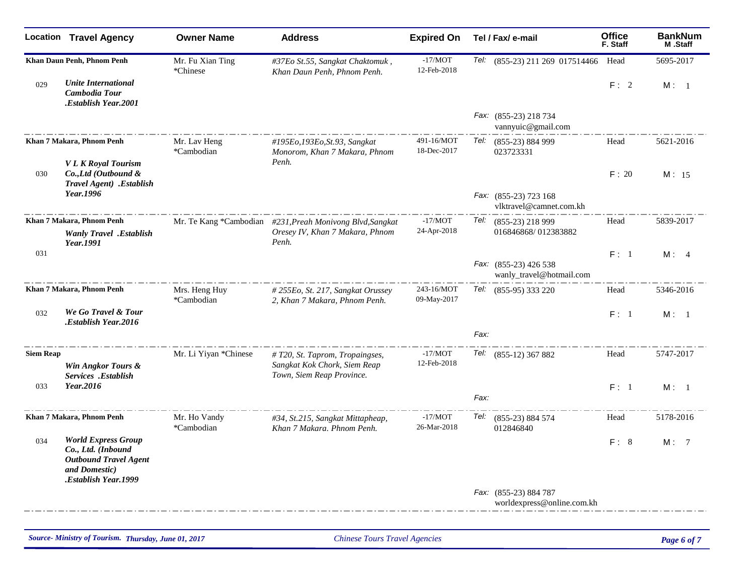| Location | Travel Agency | Owner Name | Address | Expired On | Tel / Fax/ e-mail | Office F. Staff | BankNum M .Staff |
|---|---|---|---|---|---|---|---|
| Khan Daun Penh, Phnom Penh 029 | *Unite International Cambodia Tour .Establish Year.2001* | Mr. Fu Xian Ting *Chinese | *#37Eo St.55, Sangkat Chaktomuk , Khan Daun Penh, Phnom Penh.* | -17/MOT 12-Feb-2018 | Tel: (855-23) 211 269 017514466 Fax: (855-23) 218 734 vannyuic@gmail.com | Head F : 2 | 5695-2017 M : 1 |
| Khan 7 Makara, Phnom Penh 030 | *V L K Royal Tourism Co.,Ltd (Outbound & Travel Agent) .Establish Year.1996* | Mr. Lav Heng *Cambodian | *#195Eo,193Eo,St.93, Sangkat Monorom, Khan 7 Makara, Phnom Penh.* | 491-16/MOT 18-Dec-2017 | Tel: (855-23) 884 999 023723331 Fax: (855-23) 723 168 vlktravel@camnet.com.kh | Head F : 20 | 5621-2016 M : 15 |
| Khan 7 Makara, Phnom Penh 031 | *Wanly Travel .Establish Year.1991* | Mr. Te Kang *Cambodian | *#231,Preah Monivong Blvd,Sangkat Oresey IV, Khan 7 Makara, Phnom Penh.* | -17/MOT 24-Apr-2018 | Tel: (855-23) 218 999 016846868/ 012383882 Fax: (855-23) 426 538 wanly_travel@hotmail.com | Head F : 1 | 5839-2017 M : 4 |
| Khan 7 Makara, Phnom Penh 032 | *We Go Travel & Tour .Establish Year.2016* | Mrs. Heng Huy *Cambodian | *# 255Eo, St. 217, Sangkat Orussey 2, Khan 7 Makara, Phnom Penh.* | 243-16/MOT 09-May-2017 | Tel: (855-95) 333 220 Fax: | Head F : 1 | 5346-2016 M : 1 |
| Siem Reap 033 | *Win Angkor Tours & Services .Establish Year.2016* | Mr. Li Yiyan *Chinese | *# T20, St. Taprom, Tropaingses, Sangkat Kok Chork, Siem Reap Town, Siem Reap Province.* | -17/MOT 12-Feb-2018 | Tel: (855-12) 367 882 Fax: | Head F : 1 | 5747-2017 M : 1 |
| Khan 7 Makara, Phnom Penh 034 | *World Express Group Co., Ltd. (Inbound Outbound Travel Agent and Domestic) .Establish Year.1999* | Mr. Ho Vandy *Cambodian | *#34, St.215, Sangkat Mittapheap, Khan 7 Makara. Phnom Penh.* | -17/MOT 26-Mar-2018 | Tel: (855-23) 884 574 012846840 Fax: (855-23) 884 787 worldexpress@online.com.kh | Head F : 8 | 5178-2016 M : 7 |

*Source- Ministry of Tourism. Thursday, June 01, 2017* — *Chinese Tours Travel Agencies*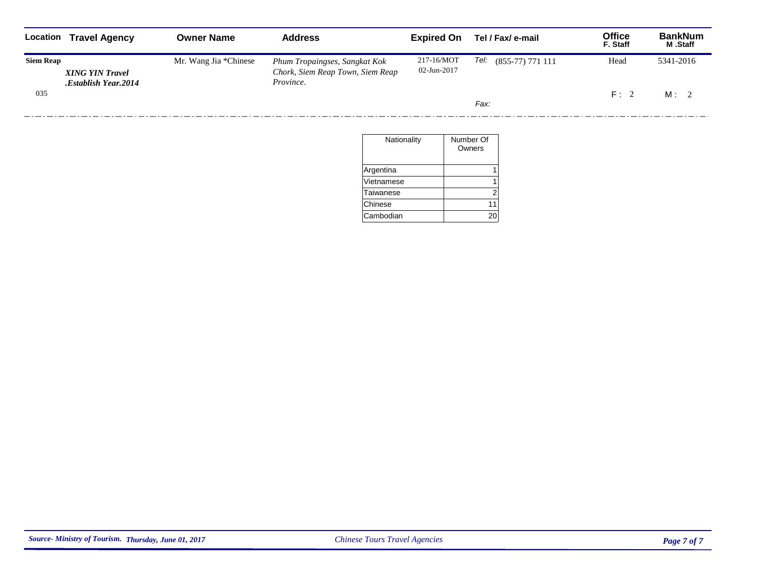| Location | Travel Agency | Owner Name | Address | Expired On | Tel / Fax/ e-mail | Office F. Staff | BankNum M .Staff |
|---|---|---|---|---|---|---|---|
| **Siem Reap** 035 | ***XING YIN Travel .Establish Year.2014*** | Mr. Wang Jia *Chinese | *Phum Tropaingses, Sangkat Kok Chork, Siem Reap Town, Siem Reap Province.* | 217-16/MOT 02-Jun-2017 | *Tel:* (855-77) 771 111 *Fax:* | Head F : 2 | 5341-2016 M : 2 |

| Nationality | Number Of Owners |
|---|---|
| Argentina | 1 |
| Vietnamese | 1 |
| Taiwanese | 2 |
| Chinese | 11 |
| Cambodian | 20 |

*Source- Ministry of Tourism.* ***Thursday, June 01, 2017***

*Chinese Tours Travel Agencies*